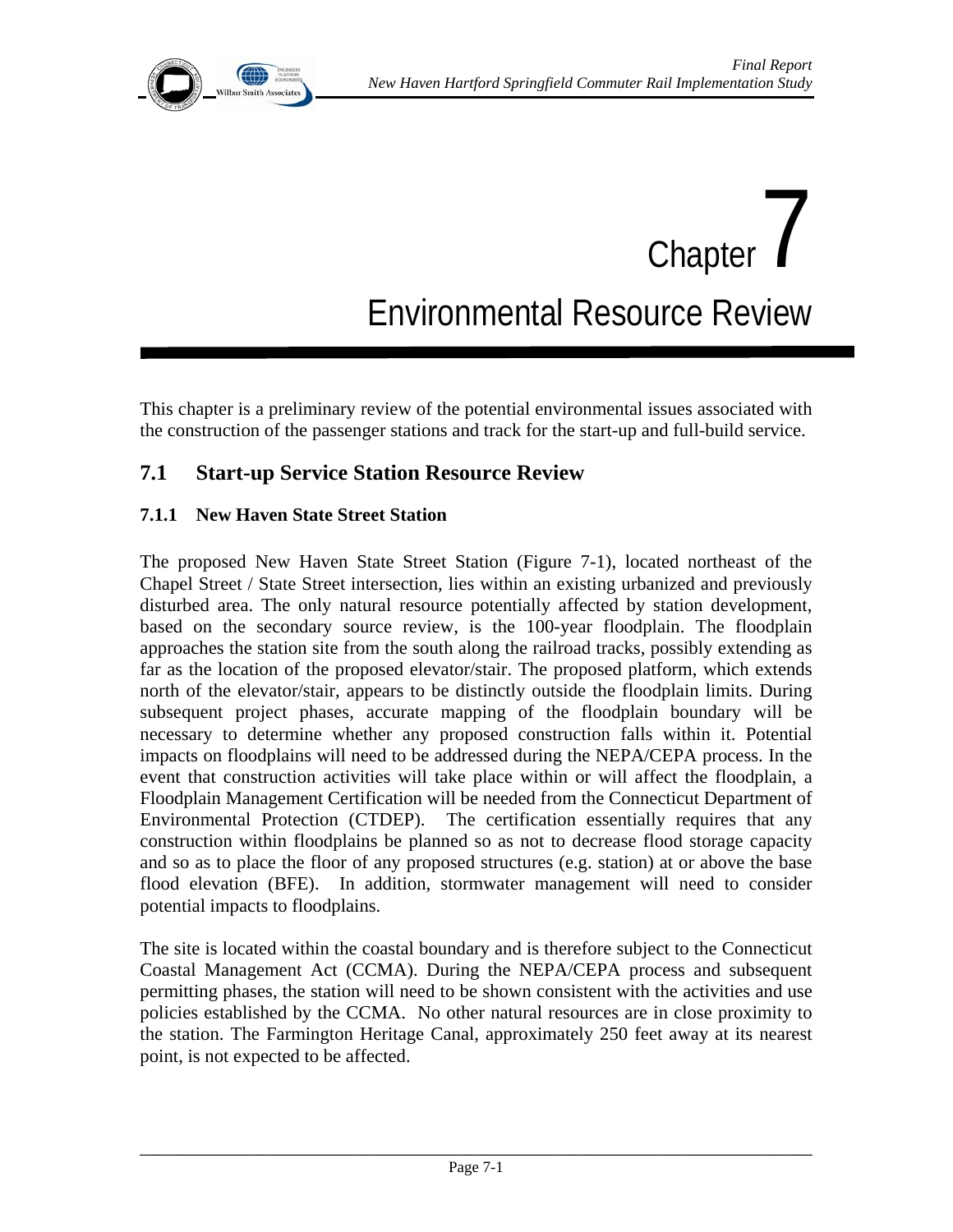# Chapter 7

# Environmental Resource Review

This chapter is a preliminary review of the potential environmental issues associated with the construction of the passenger stations and track for the start-up and full-build service.

## 7.1 Start-up Service Station Resource Review

### 7.1.1 New Haven State Street Station

The proposed New Haven State Street Station (Figure 7-1), located northeast of the Chapel Street / State Street intersection, lies within an existing urbanized and previously disturbed area. The only natural resource potentially affected by station development, based on the secondary source review, is the 100-year floodplain. The floodplain approaches the station site from the south along the railroad tracks, possibly extending as far as the location of the proposed elevator/stair. The proposed platform, which extends north of the elevator/stair, appears to be distinctly outside the floodplain limits. During subsequent project phases, accurate mapping of the floodplain boundary will be necessary to determine whether any proposed construction falls within it. Potential impacts on floodplains will need to be addressed during the NEPA/CEPA process. In the event that construction activities will take place within or will affect the floodplain, a Floodplain Management Certification will be needed from the Connecticut Department of Environmental Protection (CTDEP). The certification essentially requires that any construction within floodplains be planned so as not to decrease flood storage capacity and so as to place the floor of any proposed structures (e.g. station) at or above the base flood elevation (BFE). In addition, stormwater management will need to consider potential impacts to floodplains.

The site is located within the coastal boundary and is therefore subject to the Connecticut Coastal Management Act (CCMA). During the NEPA/CEPA process and subsequent permitting phases, the station will need to be shown consistent with the activities and use policies established by the CCMA. No other natural resources are in close proximity to the station. The Farmington Heritage Canal, approximately 250 feet away at its nearest point, is not expected to be affected.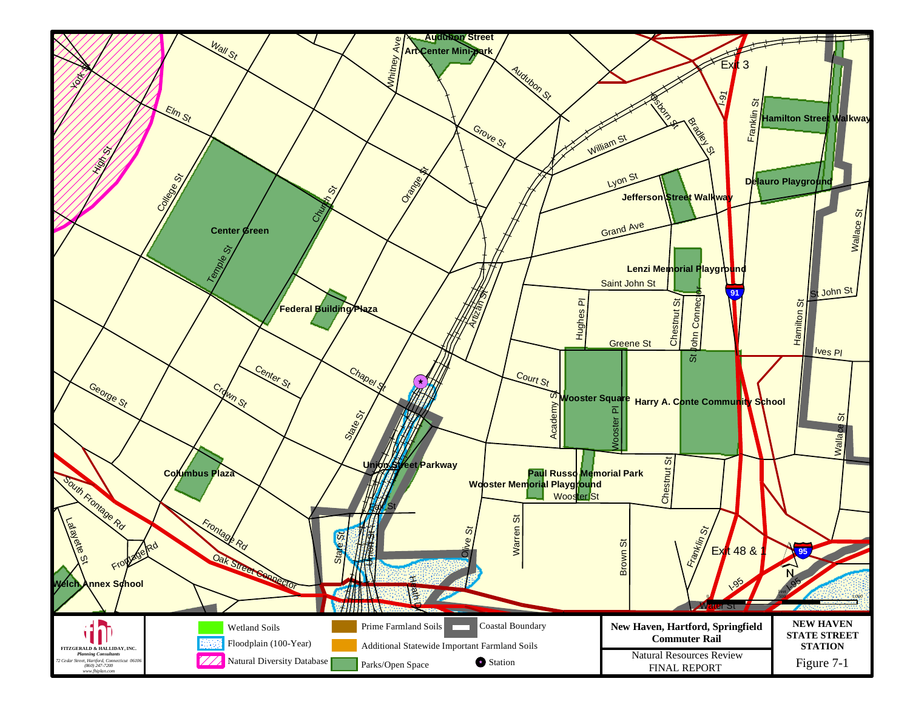Wall St

Audubon Street Art Center Mini-park

Whitney Ave

Audubon St

Exit 3

I-91

Osborn St

Bradley St

Franklin St

Hamilton Street Walkway

York St

Elm St

Grove St

William St

High St

College St

Church St

Orange St

Lyon St

Delauro Playground

Jefferson Street Walkway

Center Green

Temple St

Grand Ave

Wallace St

Lenzi Memorial Playground

Saint John St

Federal Building Plaza

Artizan St

Hughes Pl

Chestnut St

St John Connector

91

St John St

Hamilton St

Greene St

Ives Pl

Center St

Chapel St

Court St

George St

Crown St

Academy St

Wooster Square

Wooster Pl

Harry A. Conte Community School

State St

Wallace St

Union Street Parkway

Columbus Plaza

Paul Russo Memorial Park

Wooster Memorial Playground

Chestnut St

Wooster St

South Frontage Rd

Fair St

Lafayette St

Frontage Rd

Warren St

Olive St

Brown St

Franklin St

Exit 48 & 1

95

State St

Union St

Frontage Rd

Oak Street Connector

Welch Annex School

Hamilton St

I-95

I-95

Water St

N

FITZGERALD & HALLIDAY, INC.
*Planning Consultants*
*72 Cedar Street, Hartford, Connecticut 06106*
*(860) 247-7200*
*www.fhiplan.com*

Wetland Soils

Floodplain (100-Year)

Natural Diversity Database

Prime Farmland Soils

Additional Statewide Important Farmland Soils

Parks/Open Space

Coastal Boundary

Station

**New Haven, Hartford, Springfield Commuter Rail**

Natural Resources Review
FINAL REPORT

**NEW HAVEN STATE STREET STATION**

Figure 7-1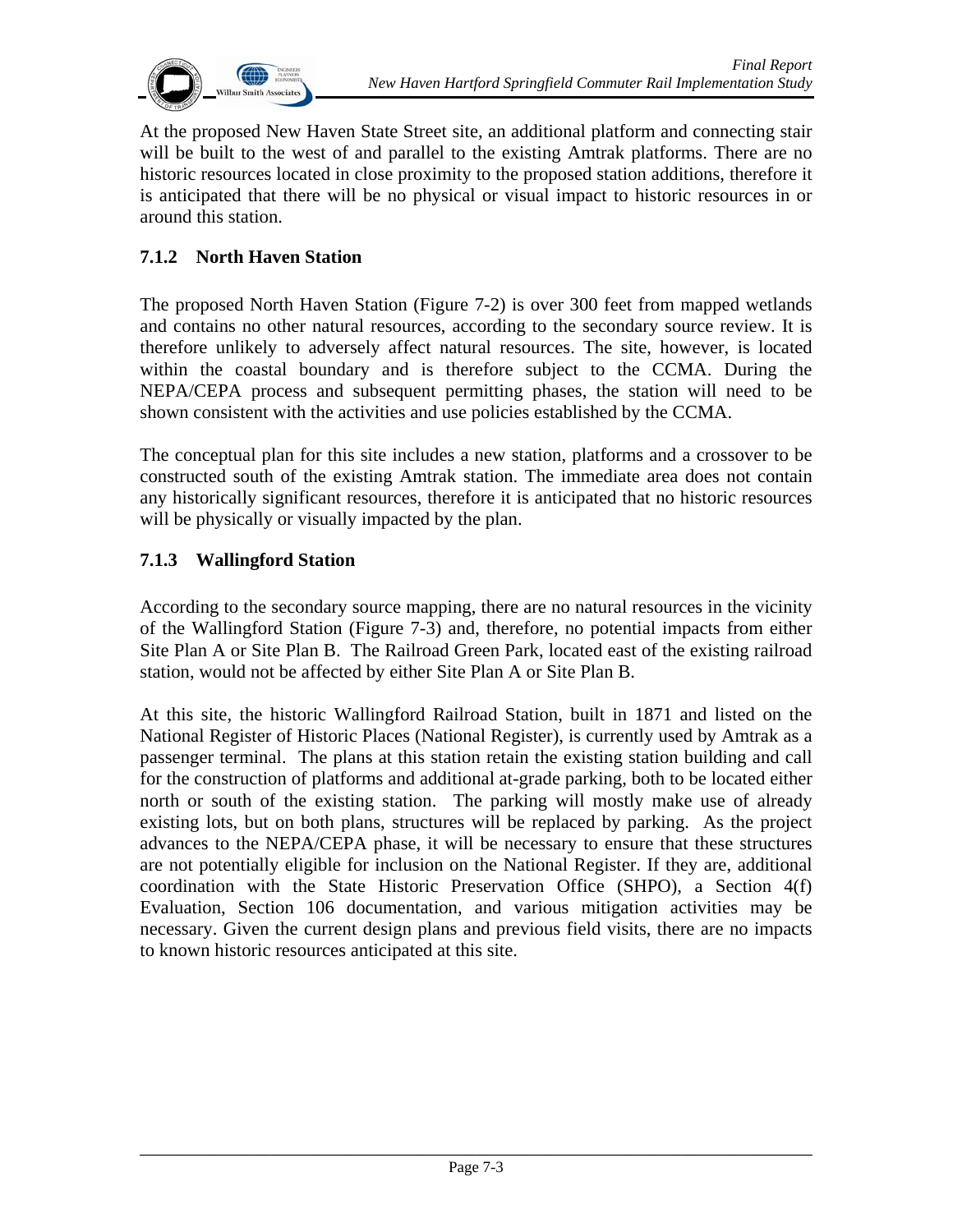At the proposed New Haven State Street site, an additional platform and connecting stair will be built to the west of and parallel to the existing Amtrak platforms. There are no historic resources located in close proximity to the proposed station additions, therefore it is anticipated that there will be no physical or visual impact to historic resources in or around this station.

### 7.1.2 North Haven Station

The proposed North Haven Station (Figure 7-2) is over 300 feet from mapped wetlands and contains no other natural resources, according to the secondary source review. It is therefore unlikely to adversely affect natural resources. The site, however, is located within the coastal boundary and is therefore subject to the CCMA. During the NEPA/CEPA process and subsequent permitting phases, the station will need to be shown consistent with the activities and use policies established by the CCMA.

The conceptual plan for this site includes a new station, platforms and a crossover to be constructed south of the existing Amtrak station. The immediate area does not contain any historically significant resources, therefore it is anticipated that no historic resources will be physically or visually impacted by the plan.

### 7.1.3 Wallingford Station

According to the secondary source mapping, there are no natural resources in the vicinity of the Wallingford Station (Figure 7-3) and, therefore, no potential impacts from either Site Plan A or Site Plan B. The Railroad Green Park, located east of the existing railroad station, would not be affected by either Site Plan A or Site Plan B.

At this site, the historic Wallingford Railroad Station, built in 1871 and listed on the National Register of Historic Places (National Register), is currently used by Amtrak as a passenger terminal. The plans at this station retain the existing station building and call for the construction of platforms and additional at-grade parking, both to be located either north or south of the existing station. The parking will mostly make use of already existing lots, but on both plans, structures will be replaced by parking. As the project advances to the NEPA/CEPA phase, it will be necessary to ensure that these structures are not potentially eligible for inclusion on the National Register. If they are, additional coordination with the State Historic Preservation Office (SHPO), a Section 4(f) Evaluation, Section 106 documentation, and various mitigation activities may be necessary. Given the current design plans and previous field visits, there are no impacts to known historic resources anticipated at this site.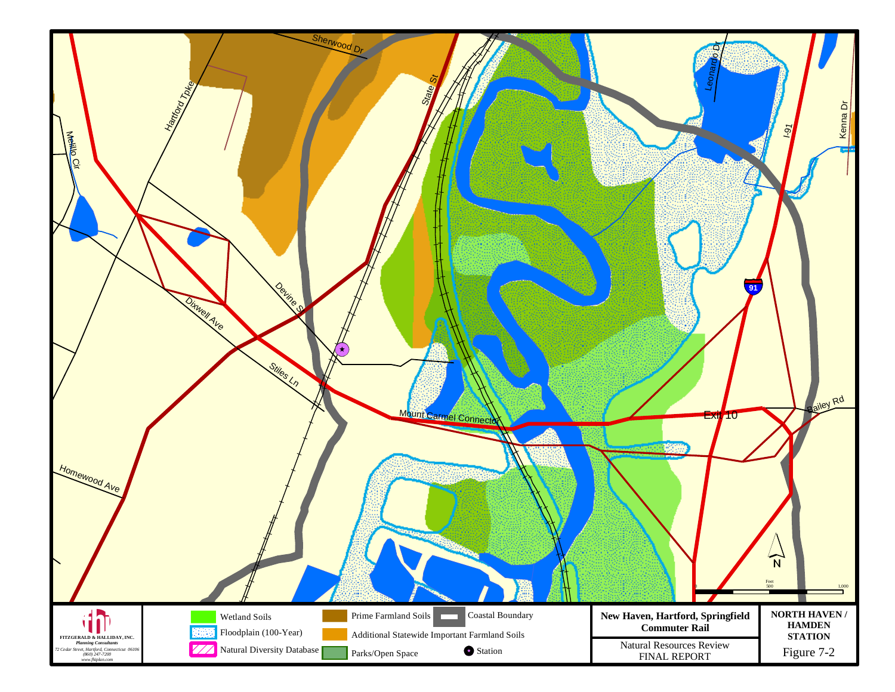Sherwood Dr

Hartford Tpke

State St

Leonardo Dr

I-91

Kenna Dr

Mellilo Cir

Devine St

Dixwell Ave

Stiles Ln

Mount Carmel Connector

Exit 10

Bailey Rd

Homewood Ave

91

N

Feet

0 500 1,000

| Legend | |
|---|---|
| Wetland Soils | Prime Farmland Soils |
| Floodplain (100-Year) | Additional Statewide Important Farmland Soils |
| Natural Diversity Database | Parks/Open Space |
| Coastal Boundary | Station |

**FITZGERALD & HALLIDAY, INC.**

*Planning Consultants*

72 Cedar Street, Hartford, Connecticut 06106

(860) 247-7200

www.fhiplan.com

**New Haven, Hartford, Springfield Commuter Rail**

Natural Resources Review

FINAL REPORT

**NORTH HAVEN / HAMDEN STATION**

Figure 7-2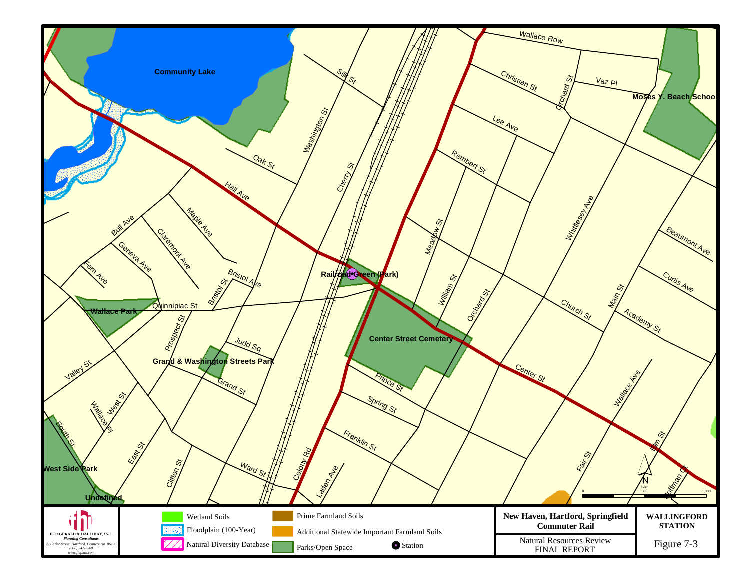Community Lake

Silk St

Washington St

Oak St

Cherry St

Hall Ave

Bull Ave

Maple Ave

Claremont Ave

Geneva Ave

Fern Ave

Bristol Ave

Bristol St

Railroad Green (Park)

Wallace Park

Quinnipiac St

Prospect St

Judd Sq

Grand & Washington Streets Park

Grand St

Valley St

West St

Wallace Pl

South St

East St

Clifton St

Ward St

Colony Rd

Laden Ave

Franklin St

Spring St

Prince St

Center Street Cemetery

Meadow St

William St

Orchard St

Rembert St

Lee Ave

Christian St

Orchard St

Wallace Row

Vaz Pl

Moses Y. Beach School

Whittlesey Ave

Beaumont Ave

Curtis Ave

Church St

Main St

Academy St

Center St

Wallace Ave

Fair St

Elm St

Hoffman Ct

West Side Park

Undefined

Feet: 0, 500, 1,000

N

| | | | |
|---|---|---|---|
| FITZGERALD & HALLIDAY, INC. Planning Consultants 72 Cedar Street, Hartford, Connecticut 06106 (860) 247-7200 www.fhiplan.com | Wetland Soils; Floodplain (100-Year); Natural Diversity Database; Prime Farmland Soils; Additional Statewide Important Farmland Soils; Parks/Open Space; Station | **New Haven, Hartford, Springfield Commuter Rail** Natural Resources Review FINAL REPORT | **WALLINGFORD STATION** Figure 7-3 |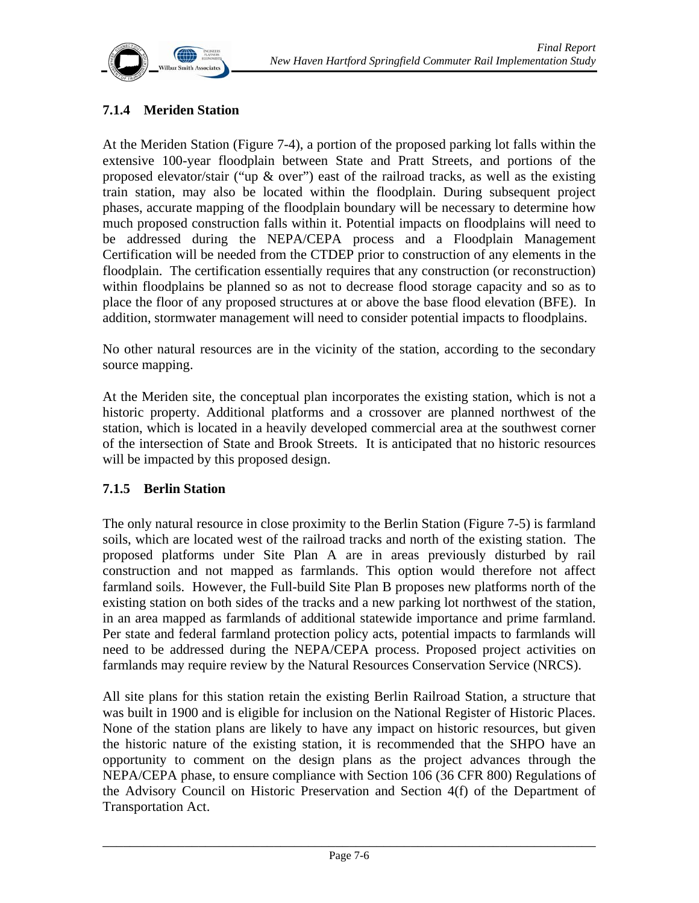### 7.1.4 Meriden Station

At the Meriden Station (Figure 7-4), a portion of the proposed parking lot falls within the extensive 100-year floodplain between State and Pratt Streets, and portions of the proposed elevator/stair ("up & over") east of the railroad tracks, as well as the existing train station, may also be located within the floodplain. During subsequent project phases, accurate mapping of the floodplain boundary will be necessary to determine how much proposed construction falls within it. Potential impacts on floodplains will need to be addressed during the NEPA/CEPA process and a Floodplain Management Certification will be needed from the CTDEP prior to construction of any elements in the floodplain. The certification essentially requires that any construction (or reconstruction) within floodplains be planned so as not to decrease flood storage capacity and so as to place the floor of any proposed structures at or above the base flood elevation (BFE). In addition, stormwater management will need to consider potential impacts to floodplains.

No other natural resources are in the vicinity of the station, according to the secondary source mapping.

At the Meriden site, the conceptual plan incorporates the existing station, which is not a historic property. Additional platforms and a crossover are planned northwest of the station, which is located in a heavily developed commercial area at the southwest corner of the intersection of State and Brook Streets. It is anticipated that no historic resources will be impacted by this proposed design.

### 7.1.5 Berlin Station

The only natural resource in close proximity to the Berlin Station (Figure 7-5) is farmland soils, which are located west of the railroad tracks and north of the existing station. The proposed platforms under Site Plan A are in areas previously disturbed by rail construction and not mapped as farmlands. This option would therefore not affect farmland soils. However, the Full-build Site Plan B proposes new platforms north of the existing station on both sides of the tracks and a new parking lot northwest of the station, in an area mapped as farmlands of additional statewide importance and prime farmland. Per state and federal farmland protection policy acts, potential impacts to farmlands will need to be addressed during the NEPA/CEPA process. Proposed project activities on farmlands may require review by the Natural Resources Conservation Service (NRCS).

All site plans for this station retain the existing Berlin Railroad Station, a structure that was built in 1900 and is eligible for inclusion on the National Register of Historic Places. None of the station plans are likely to have any impact on historic resources, but given the historic nature of the existing station, it is recommended that the SHPO have an opportunity to comment on the design plans as the project advances through the NEPA/CEPA phase, to ensure compliance with Section 106 (36 CFR 800) Regulations of the Advisory Council on Historic Preservation and Section 4(f) of the Department of Transportation Act.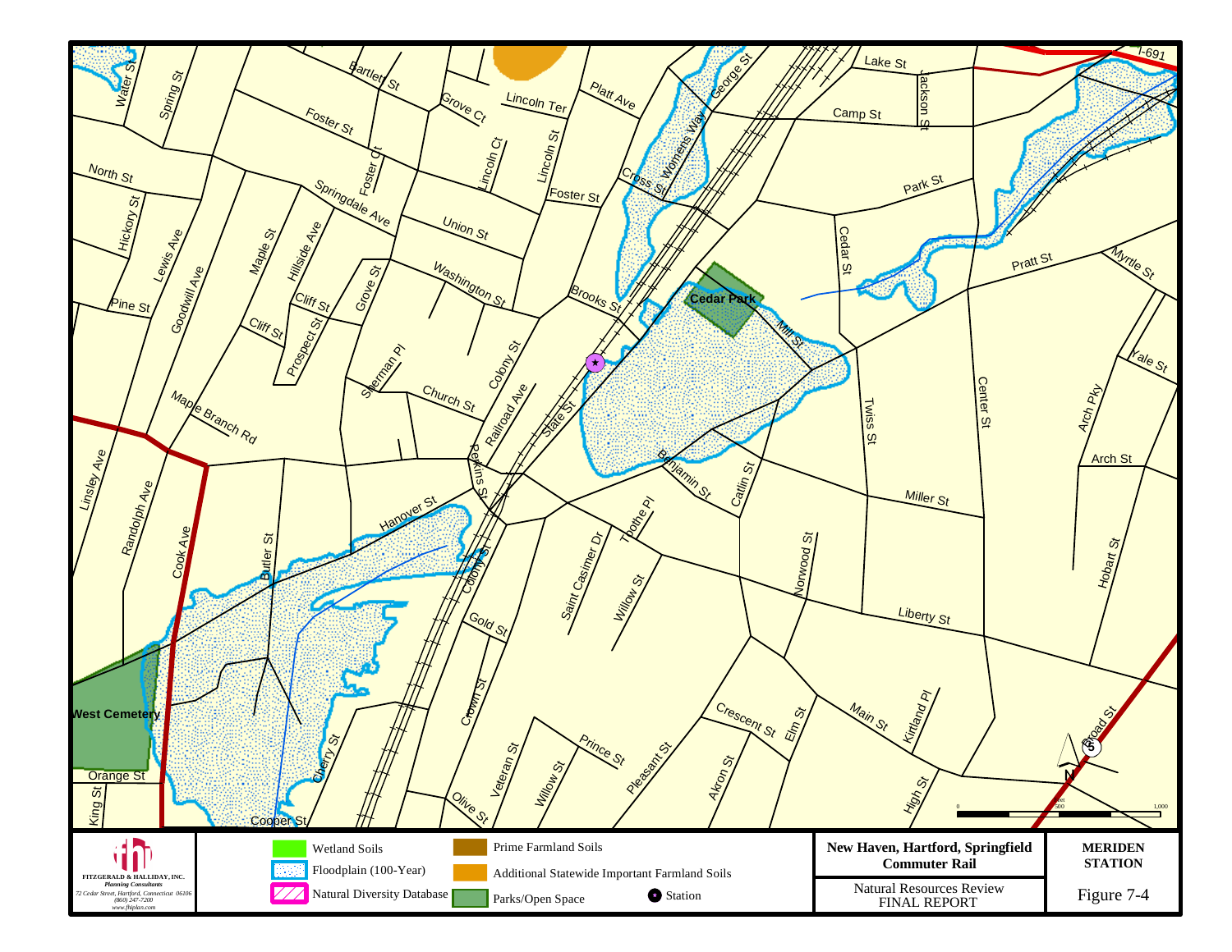Lake St
I-691
Water St
Spring St
Bartlett St
Grove Ct
Lincoln Ter
Platt Ave
George St
Jackson St
Camp St
Foster St
Lincoln Ct
Lincoln St
Womens Way
North St
Foster Ct
Foster St
Cross St
Park St
Springdale Ave
Union St
Hickory St
Lewis Ave
Maple St
Hillside Ave
Cedar St
Washington St
Pratt St
Myrtle St
Grove St
Brooks St
Cedar Park
Pine St
Goodwill Ave
Cliff St
Cliff St
Prospect St
Mill St
Yale St
Sherman Pl
Colony St
Twiss St
Center St
Church St
Railroad Ave
Maple Branch Rd
State St
Arch Pky
Linsley Ave
Perkins St
Benjamin St
Arch St
Randolph Ave
Hanover St
Catlin St
Miller St
Tothe Pl
Cook Ave
Butler St
Colony St
Saint Casimer Dr
Hobart St
Norwood St
Willow St
Liberty St
Gold St
West Cemetery
Crown St
Crescent St
Elm St
Main St
Kirtland Pl
Broad St
Cherry St
Prince St
Veteran St
Willow St
Pleasant St
Akron St
Orange St
High St
King St
Cooper St
Olive St
5
N
Feet
0 500 1,000

FITZGERALD & HALLIDAY, INC.
*Planning Consultants*
*72 Cedar Street, Hartford, Connecticut 06106*
*(860) 247-7200*
*www.fhiplan.com*

Wetland Soils
Floodplain (100-Year)
Natural Diversity Database
Prime Farmland Soils
Additional Statewide Important Farmland Soils
Parks/Open Space
Station

**New Haven, Hartford, Springfield Commuter Rail**

Natural Resources Review
FINAL REPORT

**MERIDEN STATION**

Figure 7-4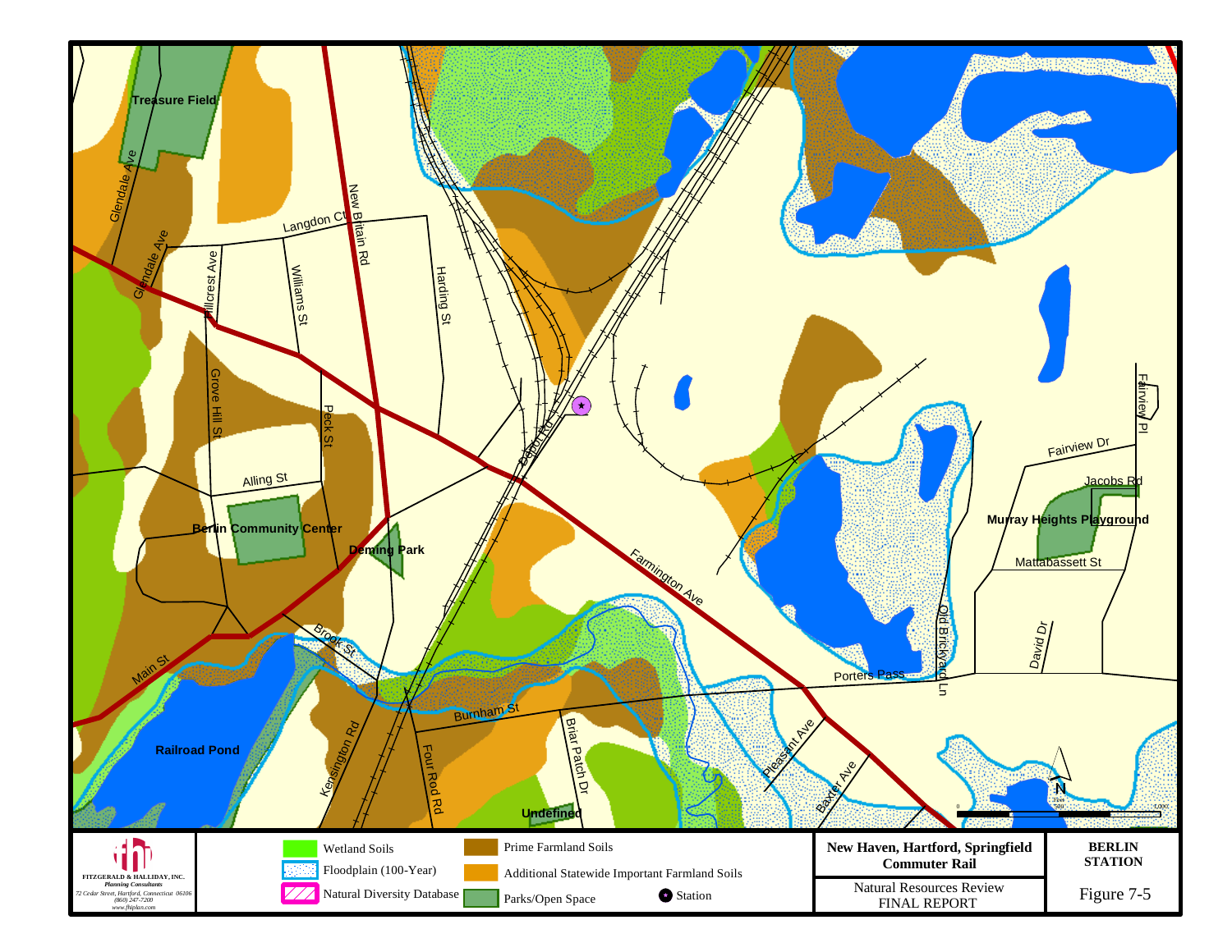Treasure Field

Glendale Ave

Langdon Ct

New Britain Rd

Harding St

Williams St

Hillcrest Ave

Grove Hill St

Peck St

Alling St

Berlin Community Center

Deming Park

Depot Rd

Farmington Ave

Main St

Brook St

Railroad Pond

Kensington Rd

Burnham St

Four Rod Rd

Briar Patch Dr

Undefined

Porters Pass

Pleasant Ave

Baxter Ave

Old Brickyard Ln

David Dr

Mattabassett St

Murray Heights Playground

Jacobs Rd

Fairview Dr

Fairview Pl

N

FITZGERALD & HALLIDAY, INC.
*Planning Consultants*
*72 Cedar Street, Hartford, Connecticut 06106*
*(860) 247-7200*
*www.fhiplan.com*

| Legend | |
|---|---|
| Wetland Soils | Prime Farmland Soils |
| Floodplain (100-Year) | Additional Statewide Important Farmland Soils |
| Natural Diversity Database | Parks/Open Space |
| Station | |

**New Haven, Hartford, Springfield Commuter Rail**

Natural Resources Review
FINAL REPORT

**BERLIN STATION**

Figure 7-5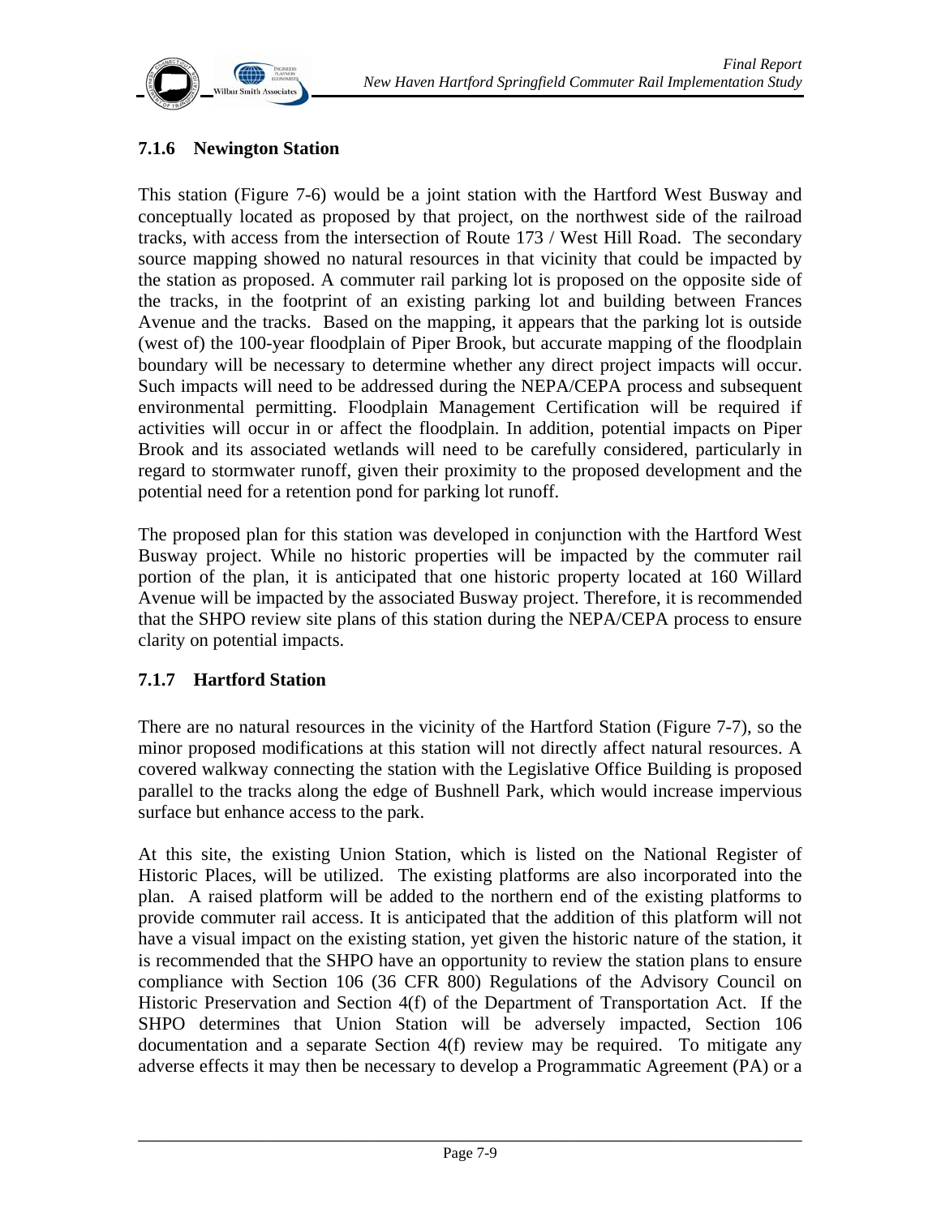### 7.1.6 Newington Station

This station (Figure 7-6) would be a joint station with the Hartford West Busway and conceptually located as proposed by that project, on the northwest side of the railroad tracks, with access from the intersection of Route 173 / West Hill Road. The secondary source mapping showed no natural resources in that vicinity that could be impacted by the station as proposed. A commuter rail parking lot is proposed on the opposite side of the tracks, in the footprint of an existing parking lot and building between Frances Avenue and the tracks. Based on the mapping, it appears that the parking lot is outside (west of) the 100-year floodplain of Piper Brook, but accurate mapping of the floodplain boundary will be necessary to determine whether any direct project impacts will occur. Such impacts will need to be addressed during the NEPA/CEPA process and subsequent environmental permitting. Floodplain Management Certification will be required if activities will occur in or affect the floodplain. In addition, potential impacts on Piper Brook and its associated wetlands will need to be carefully considered, particularly in regard to stormwater runoff, given their proximity to the proposed development and the potential need for a retention pond for parking lot runoff.

The proposed plan for this station was developed in conjunction with the Hartford West Busway project. While no historic properties will be impacted by the commuter rail portion of the plan, it is anticipated that one historic property located at 160 Willard Avenue will be impacted by the associated Busway project. Therefore, it is recommended that the SHPO review site plans of this station during the NEPA/CEPA process to ensure clarity on potential impacts.

### 7.1.7 Hartford Station

There are no natural resources in the vicinity of the Hartford Station (Figure 7-7), so the minor proposed modifications at this station will not directly affect natural resources. A covered walkway connecting the station with the Legislative Office Building is proposed parallel to the tracks along the edge of Bushnell Park, which would increase impervious surface but enhance access to the park.

At this site, the existing Union Station, which is listed on the National Register of Historic Places, will be utilized. The existing platforms are also incorporated into the plan. A raised platform will be added to the northern end of the existing platforms to provide commuter rail access. It is anticipated that the addition of this platform will not have a visual impact on the existing station, yet given the historic nature of the station, it is recommended that the SHPO have an opportunity to review the station plans to ensure compliance with Section 106 (36 CFR 800) Regulations of the Advisory Council on Historic Preservation and Section 4(f) of the Department of Transportation Act. If the SHPO determines that Union Station will be adversely impacted, Section 106 documentation and a separate Section 4(f) review may be required. To mitigate any adverse effects it may then be necessary to develop a Programmatic Agreement (PA) or a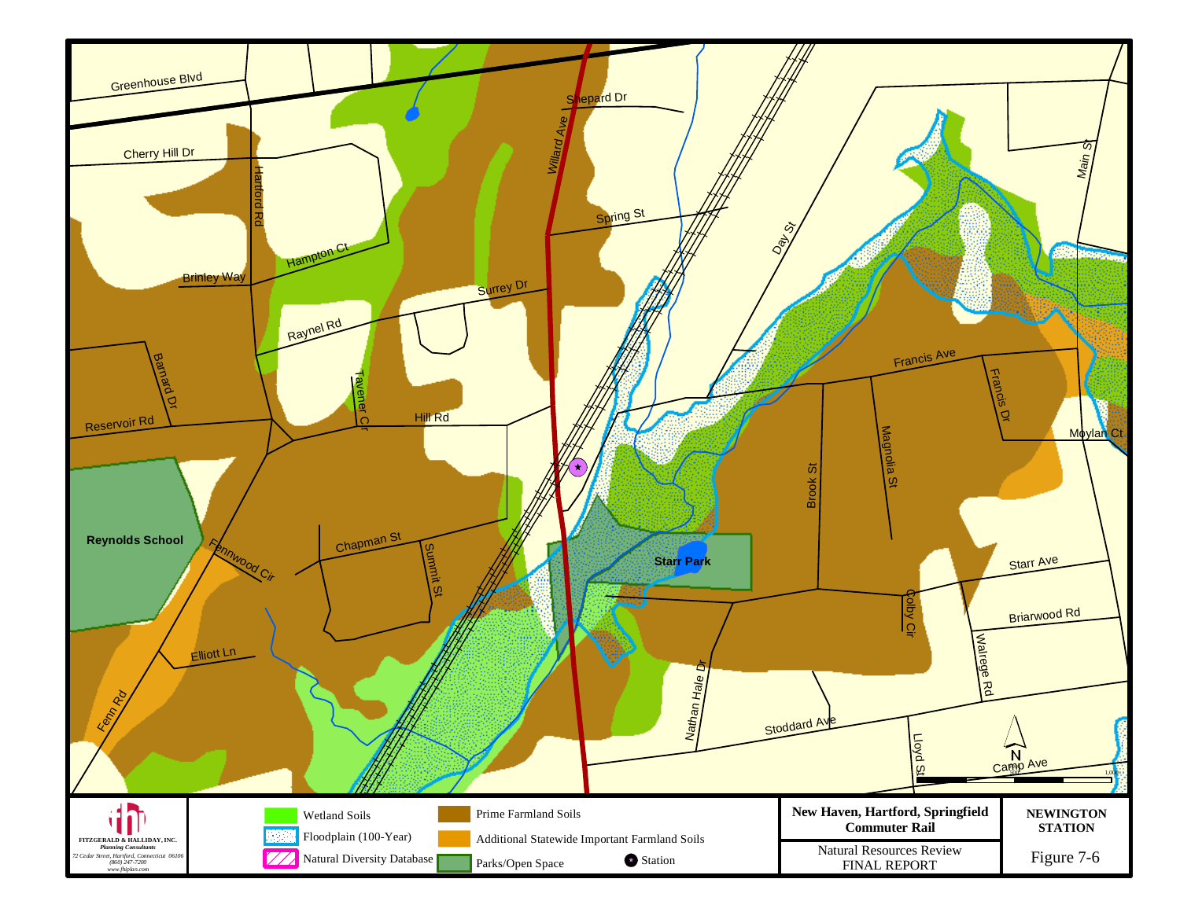Greenhouse Blvd

Cherry Hill Dr

Shepard Dr

Willard Ave

Hartford Rd

Spring St

Day St

Main St

Hampton Ct

Brinley Way

Surrey Dr

Raynel Rd

Barnard Dr

Tavener Cir

Francis Ave

Francis Dr

Reservoir Rd

Hill Rd

Moylan Ct

Brook St

Magnolia St

Reynolds School

Fennwood Cir

Chapman St

Summit St

Starr Park

Starr Ave

Colby Cir

Briarwood Rd

Elliott Ln

Walrege Rd

Fenn Rd

Nathan Hale Dr

Stoddard Ave

Lloyd St

Camp Ave

N

FITZGERALD & HALLIDAY, INC.
*Planning Consultants*
*72 Cedar Street, Hartford, Connecticut 06106*
*(860) 247-7200*
*www.fhiplan.com*

Wetland Soils

Floodplain (100-Year)

Natural Diversity Database

Prime Farmland Soils

Additional Statewide Important Farmland Soils

Parks/Open Space

Station

**New Haven, Hartford, Springfield Commuter Rail**

Natural Resources Review
FINAL REPORT

**NEWINGTON STATION**

Figure 7-6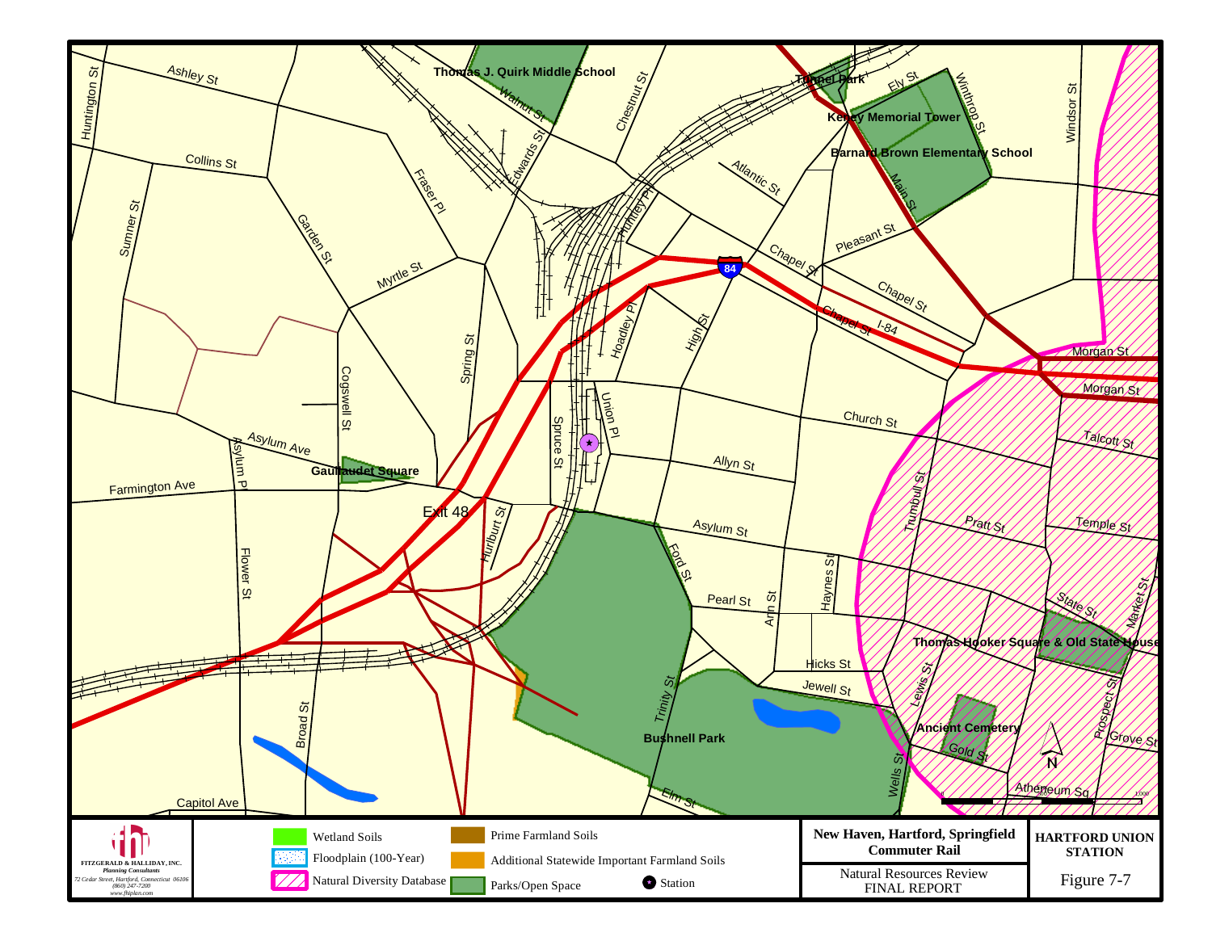Ashley St
Huntington St
Collins St
Sumner St
Garden St
Fraser Pl
Myrtle St
Walnut St
Edwards St
Thomas J. Quirk Middle School
Chestnut St
Huntley Pl
Tunnel Park
Ely St
Winthrop St
Windsor St
Kelley Memorial Tower
Barnard Brown Elementary School
Atlantic St
Main St
Pleasant St
Chapel St
Chapel St
Chapel St
I-84
84
Morgan St
Morgan St
Hoadley Pl
High St
Spring St
Cogswell St
Spruce St
Union Pl
Church St
Talcott St
Asylum Ave
Asylum Pl
Gallaudet Square
Farmington Ave
Allyn St
Exit 48
Hurlburt St
Asylum St
Trumbull St
Pratt St
Temple St
Ford St
Flower St
Haynes St
Pearl St
Ann St
State St
Market St
Thomas Hooker Square & Old State House
Hicks St
Jewell St
Lewis St
Prospect St
Trinity St
Broad St
Ancient Cemetery
Grove St
Bushnell Park
Gold St
N
Wells St
Elm St
Atheneum Sq
Capitol Ave

FITZGERALD & HALLIDAY, INC.
*Planning Consultants*
*72 Cedar Street, Hartford, Connecticut 06106*
*(860) 247-7200*
*www.fhiplan.com*

Wetland Soils
Floodplain (100-Year)
Natural Diversity Database
Prime Farmland Soils
Additional Statewide Important Farmland Soils
Parks/Open Space
Station

**New Haven, Hartford, Springfield Commuter Rail**

Natural Resources Review
FINAL REPORT

**HARTFORD UNION STATION**

Figure 7-7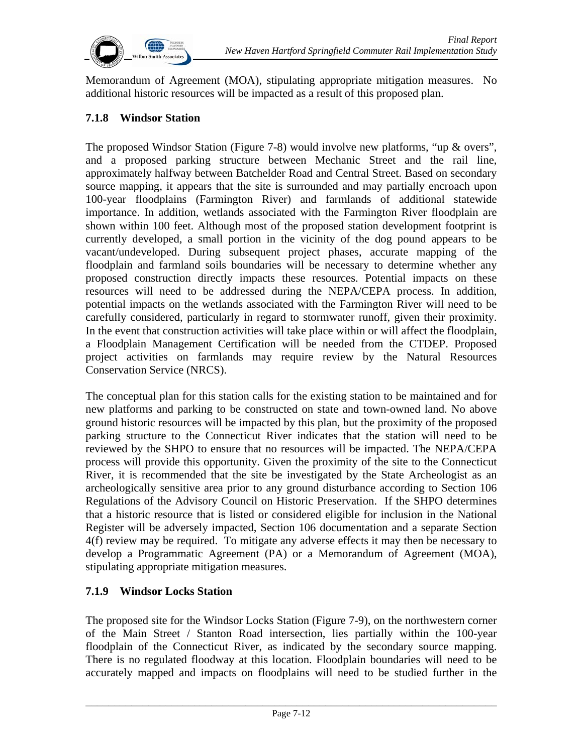Memorandum of Agreement (MOA), stipulating appropriate mitigation measures. No additional historic resources will be impacted as a result of this proposed plan.

### 7.1.8 Windsor Station

The proposed Windsor Station (Figure 7-8) would involve new platforms, "up & overs", and a proposed parking structure between Mechanic Street and the rail line, approximately halfway between Batchelder Road and Central Street. Based on secondary source mapping, it appears that the site is surrounded and may partially encroach upon 100-year floodplains (Farmington River) and farmlands of additional statewide importance. In addition, wetlands associated with the Farmington River floodplain are shown within 100 feet. Although most of the proposed station development footprint is currently developed, a small portion in the vicinity of the dog pound appears to be vacant/undeveloped. During subsequent project phases, accurate mapping of the floodplain and farmland soils boundaries will be necessary to determine whether any proposed construction directly impacts these resources. Potential impacts on these resources will need to be addressed during the NEPA/CEPA process. In addition, potential impacts on the wetlands associated with the Farmington River will need to be carefully considered, particularly in regard to stormwater runoff, given their proximity. In the event that construction activities will take place within or will affect the floodplain, a Floodplain Management Certification will be needed from the CTDEP. Proposed project activities on farmlands may require review by the Natural Resources Conservation Service (NRCS).

The conceptual plan for this station calls for the existing station to be maintained and for new platforms and parking to be constructed on state and town-owned land. No above ground historic resources will be impacted by this plan, but the proximity of the proposed parking structure to the Connecticut River indicates that the station will need to be reviewed by the SHPO to ensure that no resources will be impacted. The NEPA/CEPA process will provide this opportunity. Given the proximity of the site to the Connecticut River, it is recommended that the site be investigated by the State Archeologist as an archeologically sensitive area prior to any ground disturbance according to Section 106 Regulations of the Advisory Council on Historic Preservation. If the SHPO determines that a historic resource that is listed or considered eligible for inclusion in the National Register will be adversely impacted, Section 106 documentation and a separate Section 4(f) review may be required. To mitigate any adverse effects it may then be necessary to develop a Programmatic Agreement (PA) or a Memorandum of Agreement (MOA), stipulating appropriate mitigation measures.

### 7.1.9 Windsor Locks Station

The proposed site for the Windsor Locks Station (Figure 7-9), on the northwestern corner of the Main Street / Stanton Road intersection, lies partially within the 100-year floodplain of the Connecticut River, as indicated by the secondary source mapping. There is no regulated floodway at this location. Floodplain boundaries will need to be accurately mapped and impacts on floodplains will need to be studied further in the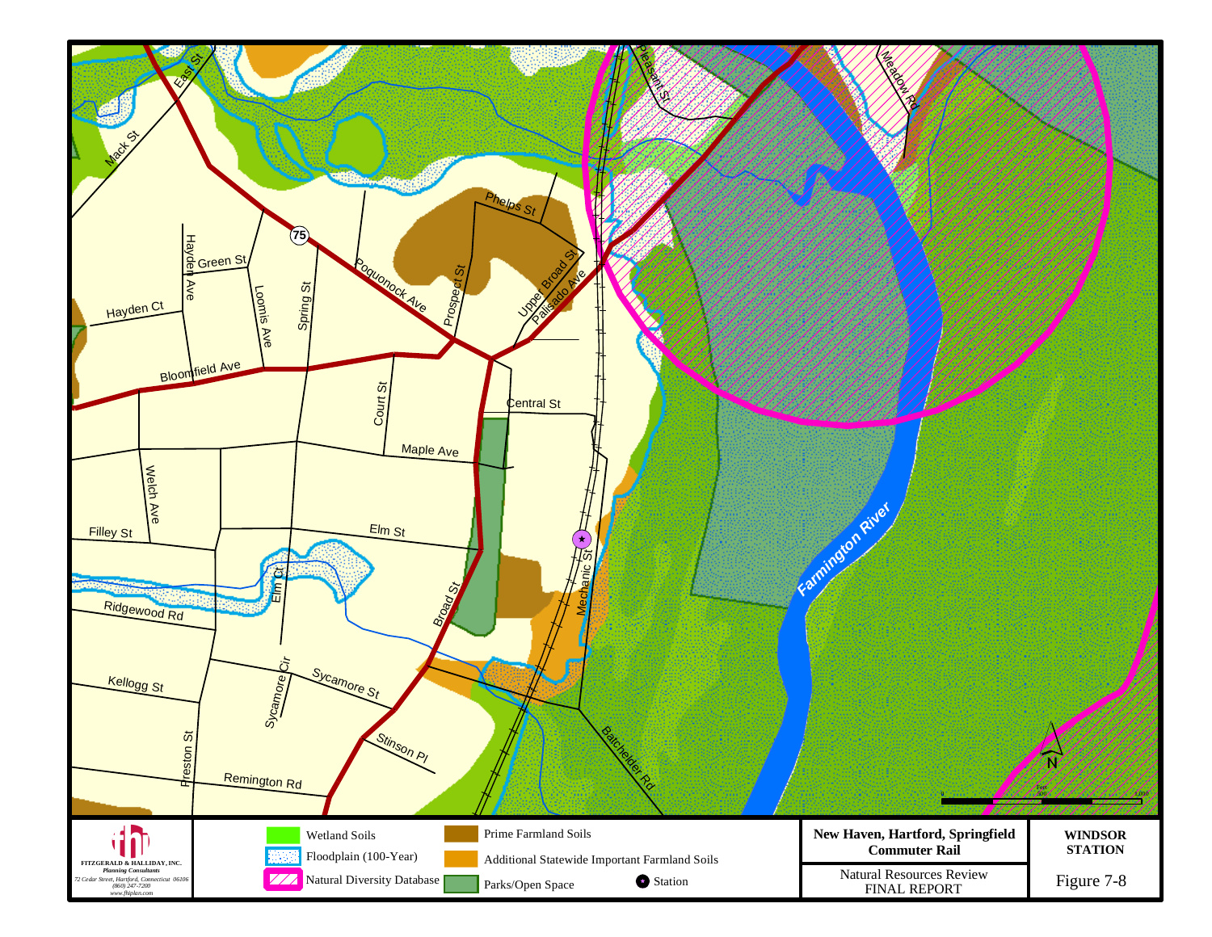Wetland Soils

Floodplain (100-Year)

Natural Diversity Database

Prime Farmland Soils

Additional Statewide Important Farmland Soils

Parks/Open Space

Station

FITZGERALD & HALLIDAY, INC.
*Planning Consultants*
*72 Cedar Street, Hartford, Connecticut 06106*
*(860) 247-7200*
*www.fhiplan.com*

**New Haven, Hartford, Springfield Commuter Rail**

Natural Resources Review
FINAL REPORT

**WINDSOR STATION**

Figure 7-8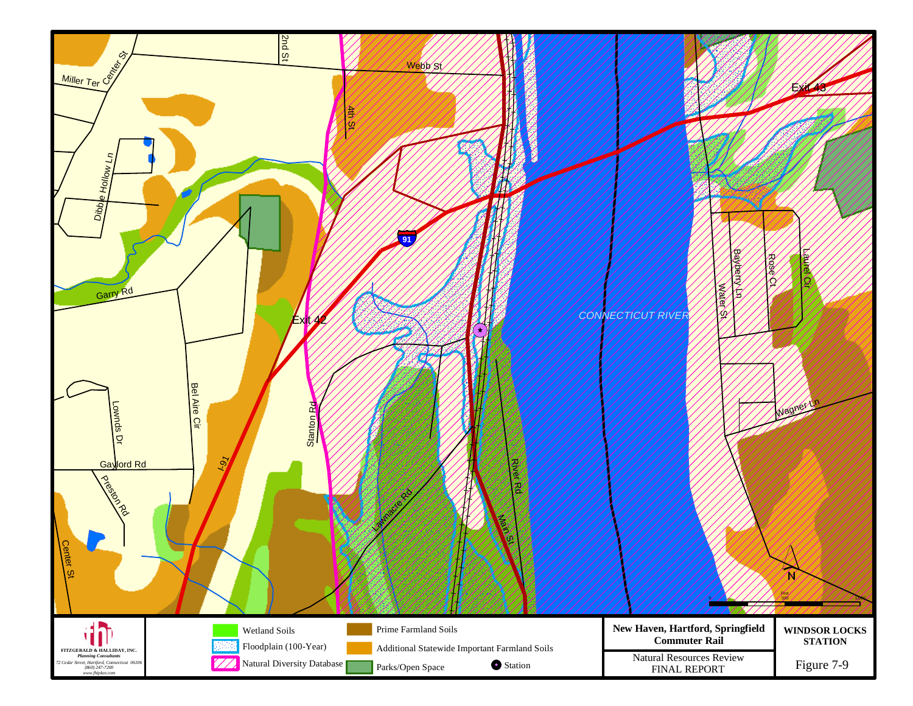Webb St

2nd St

Miller Ter

Center St

4th St

Exit 43

Dibble Hollow Ln

91

Garry Rd

Exit 42

Bayberry Ln

Rose Ct

Laurel Cir

Water St

CONNECTICUT RIVER

Bel Aire Cir

Lownds Dr

Stanton Rd

Wagner Ln

I-91

Gaylord Rd

Preston Rd

River Rd

Lawnacre Rd

Main St

Center St

N

Feet 0 500 1,000

FITZGERALD & HALLIDAY, INC.
*Planning Consultants*
*72 Cedar Street, Hartford, Connecticut 06106*
*(860) 247-7200*
*www.fhiplan.com*

Wetland Soils
Floodplain (100-Year)
Natural Diversity Database
Prime Farmland Soils
Additional Statewide Important Farmland Soils
Parks/Open Space
Station

**New Haven, Hartford, Springfield Commuter Rail**

Natural Resources Review
FINAL REPORT

**WINDSOR LOCKS STATION**

Figure 7-9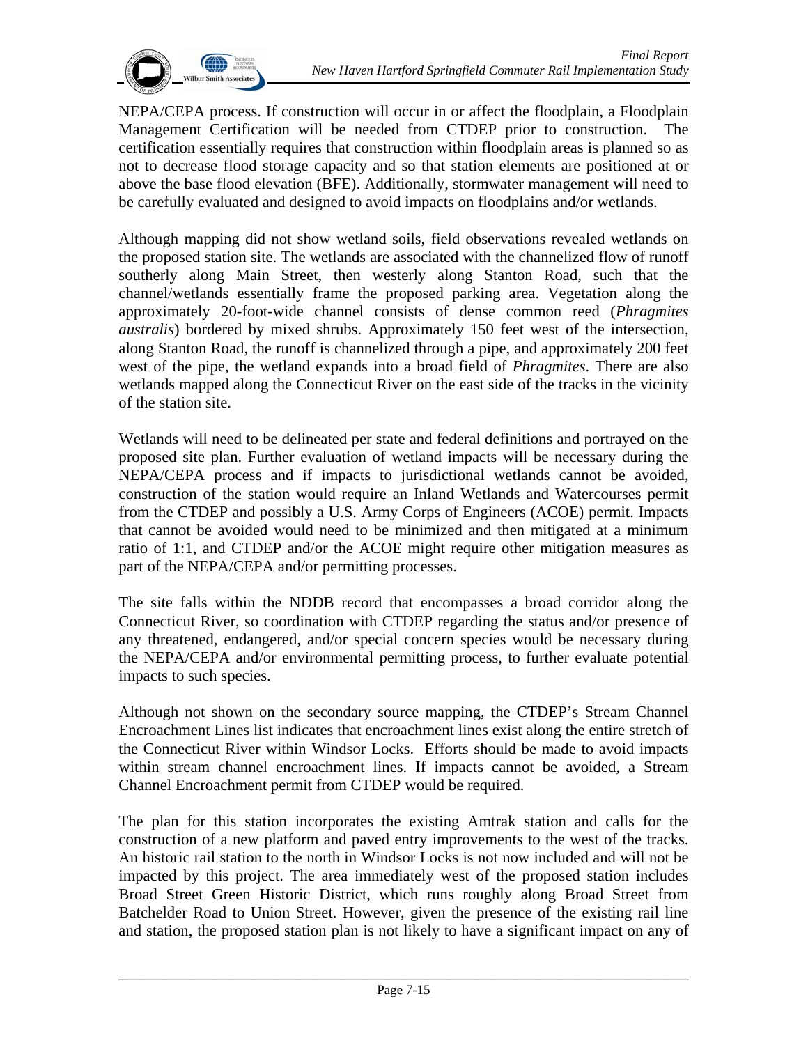NEPA/CEPA process. If construction will occur in or affect the floodplain, a Floodplain Management Certification will be needed from CTDEP prior to construction. The certification essentially requires that construction within floodplain areas is planned so as not to decrease flood storage capacity and so that station elements are positioned at or above the base flood elevation (BFE). Additionally, stormwater management will need to be carefully evaluated and designed to avoid impacts on floodplains and/or wetlands.

Although mapping did not show wetland soils, field observations revealed wetlands on the proposed station site. The wetlands are associated with the channelized flow of runoff southerly along Main Street, then westerly along Stanton Road, such that the channel/wetlands essentially frame the proposed parking area. Vegetation along the approximately 20-foot-wide channel consists of dense common reed (*Phragmites australis*) bordered by mixed shrubs. Approximately 150 feet west of the intersection, along Stanton Road, the runoff is channelized through a pipe, and approximately 200 feet west of the pipe, the wetland expands into a broad field of *Phragmites*. There are also wetlands mapped along the Connecticut River on the east side of the tracks in the vicinity of the station site.

Wetlands will need to be delineated per state and federal definitions and portrayed on the proposed site plan. Further evaluation of wetland impacts will be necessary during the NEPA/CEPA process and if impacts to jurisdictional wetlands cannot be avoided, construction of the station would require an Inland Wetlands and Watercourses permit from the CTDEP and possibly a U.S. Army Corps of Engineers (ACOE) permit. Impacts that cannot be avoided would need to be minimized and then mitigated at a minimum ratio of 1:1, and CTDEP and/or the ACOE might require other mitigation measures as part of the NEPA/CEPA and/or permitting processes.

The site falls within the NDDB record that encompasses a broad corridor along the Connecticut River, so coordination with CTDEP regarding the status and/or presence of any threatened, endangered, and/or special concern species would be necessary during the NEPA/CEPA and/or environmental permitting process, to further evaluate potential impacts to such species.

Although not shown on the secondary source mapping, the CTDEP's Stream Channel Encroachment Lines list indicates that encroachment lines exist along the entire stretch of the Connecticut River within Windsor Locks. Efforts should be made to avoid impacts within stream channel encroachment lines. If impacts cannot be avoided, a Stream Channel Encroachment permit from CTDEP would be required.

The plan for this station incorporates the existing Amtrak station and calls for the construction of a new platform and paved entry improvements to the west of the tracks. An historic rail station to the north in Windsor Locks is not now included and will not be impacted by this project. The area immediately west of the proposed station includes Broad Street Green Historic District, which runs roughly along Broad Street from Batchelder Road to Union Street. However, given the presence of the existing rail line and station, the proposed station plan is not likely to have a significant impact on any of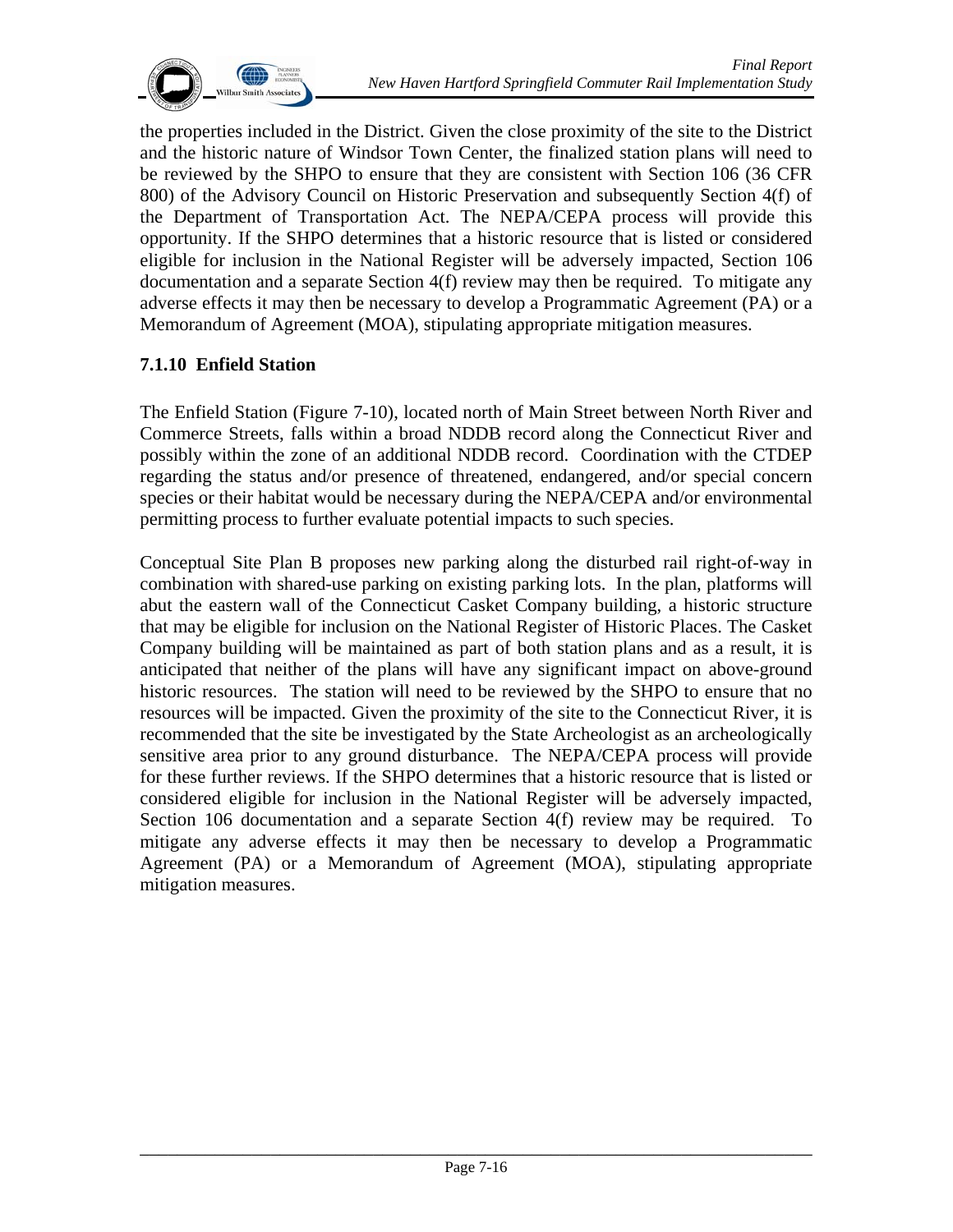the properties included in the District. Given the close proximity of the site to the District and the historic nature of Windsor Town Center, the finalized station plans will need to be reviewed by the SHPO to ensure that they are consistent with Section 106 (36 CFR 800) of the Advisory Council on Historic Preservation and subsequently Section 4(f) of the Department of Transportation Act. The NEPA/CEPA process will provide this opportunity. If the SHPO determines that a historic resource that is listed or considered eligible for inclusion in the National Register will be adversely impacted, Section 106 documentation and a separate Section 4(f) review may then be required. To mitigate any adverse effects it may then be necessary to develop a Programmatic Agreement (PA) or a Memorandum of Agreement (MOA), stipulating appropriate mitigation measures.

### 7.1.10 Enfield Station

The Enfield Station (Figure 7-10), located north of Main Street between North River and Commerce Streets, falls within a broad NDDB record along the Connecticut River and possibly within the zone of an additional NDDB record. Coordination with the CTDEP regarding the status and/or presence of threatened, endangered, and/or special concern species or their habitat would be necessary during the NEPA/CEPA and/or environmental permitting process to further evaluate potential impacts to such species.

Conceptual Site Plan B proposes new parking along the disturbed rail right-of-way in combination with shared-use parking on existing parking lots. In the plan, platforms will abut the eastern wall of the Connecticut Casket Company building, a historic structure that may be eligible for inclusion on the National Register of Historic Places. The Casket Company building will be maintained as part of both station plans and as a result, it is anticipated that neither of the plans will have any significant impact on above-ground historic resources. The station will need to be reviewed by the SHPO to ensure that no resources will be impacted. Given the proximity of the site to the Connecticut River, it is recommended that the site be investigated by the State Archeologist as an archeologically sensitive area prior to any ground disturbance. The NEPA/CEPA process will provide for these further reviews. If the SHPO determines that a historic resource that is listed or considered eligible for inclusion in the National Register will be adversely impacted, Section 106 documentation and a separate Section 4(f) review may be required. To mitigate any adverse effects it may then be necessary to develop a Programmatic Agreement (PA) or a Memorandum of Agreement (MOA), stipulating appropriate mitigation measures.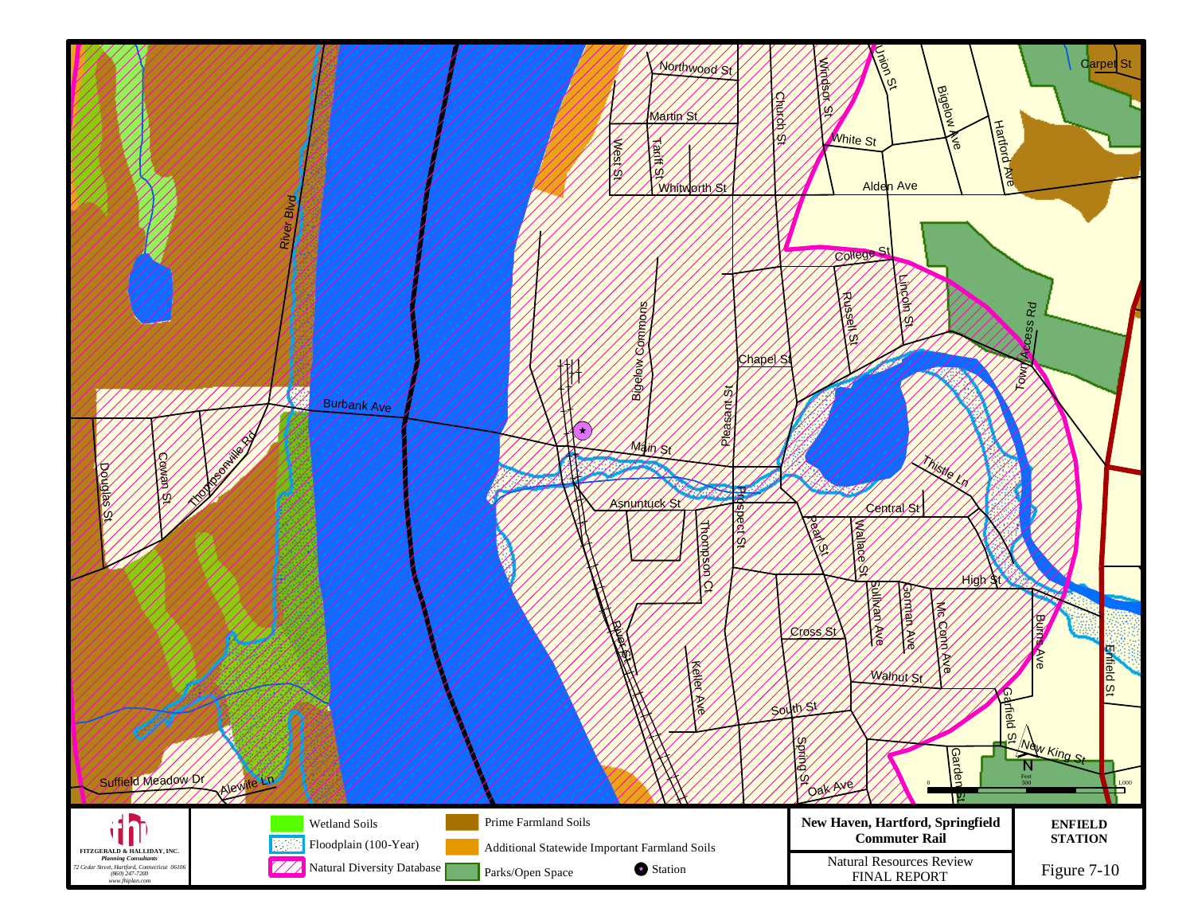| FITZGERALD & HALLIDAY, INC. *Planning Consultants* 72 Cedar Street, Hartford, Connecticut 06106 (860) 247-7200 www.fhiplan.com | Wetland Soils | Prime Farmland Soils | New Haven, Hartford, Springfield Commuter Rail | ENFIELD STATION |
|---|---|---|---|---|
| | Floodplain (100-Year) | Additional Statewide Important Farmland Soils | Natural Resources Review FINAL REPORT | Figure 7-10 |
| | Natural Diversity Database | Parks/Open Space | Station | |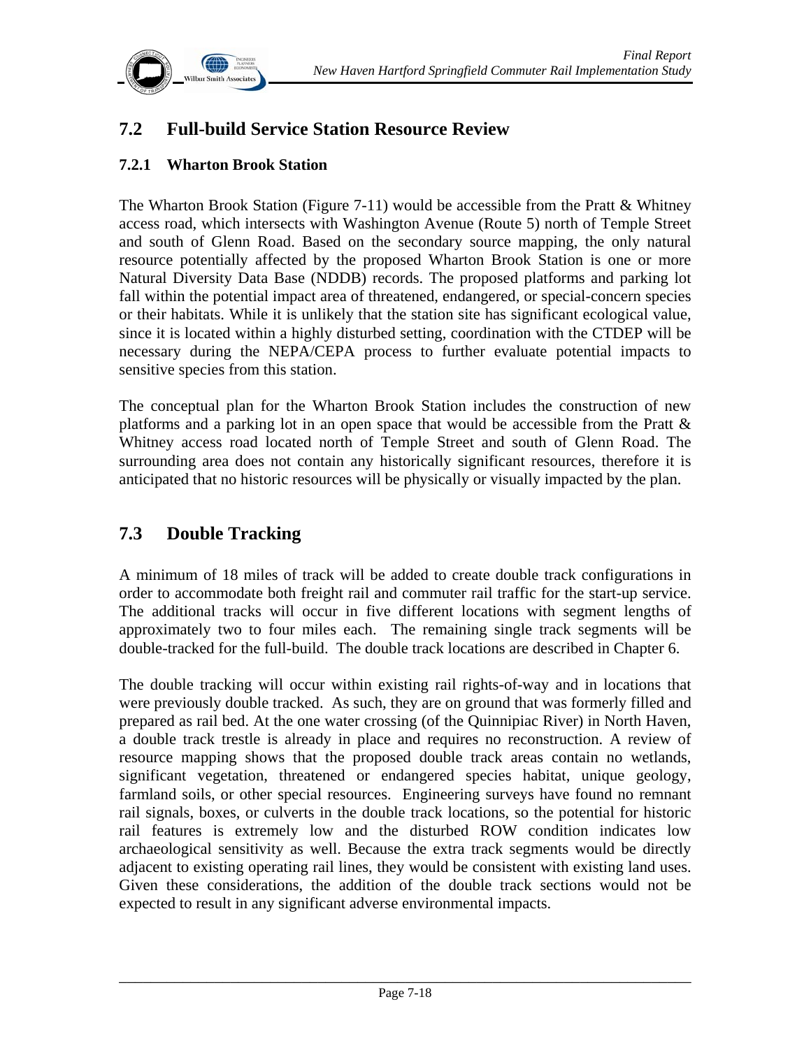## 7.2 Full-build Service Station Resource Review

### 7.2.1 Wharton Brook Station

The Wharton Brook Station (Figure 7-11) would be accessible from the Pratt & Whitney access road, which intersects with Washington Avenue (Route 5) north of Temple Street and south of Glenn Road. Based on the secondary source mapping, the only natural resource potentially affected by the proposed Wharton Brook Station is one or more Natural Diversity Data Base (NDDB) records. The proposed platforms and parking lot fall within the potential impact area of threatened, endangered, or special-concern species or their habitats. While it is unlikely that the station site has significant ecological value, since it is located within a highly disturbed setting, coordination with the CTDEP will be necessary during the NEPA/CEPA process to further evaluate potential impacts to sensitive species from this station.

The conceptual plan for the Wharton Brook Station includes the construction of new platforms and a parking lot in an open space that would be accessible from the Pratt & Whitney access road located north of Temple Street and south of Glenn Road. The surrounding area does not contain any historically significant resources, therefore it is anticipated that no historic resources will be physically or visually impacted by the plan.

## 7.3 Double Tracking

A minimum of 18 miles of track will be added to create double track configurations in order to accommodate both freight rail and commuter rail traffic for the start-up service. The additional tracks will occur in five different locations with segment lengths of approximately two to four miles each. The remaining single track segments will be double-tracked for the full-build. The double track locations are described in Chapter 6.

The double tracking will occur within existing rail rights-of-way and in locations that were previously double tracked. As such, they are on ground that was formerly filled and prepared as rail bed. At the one water crossing (of the Quinnipiac River) in North Haven, a double track trestle is already in place and requires no reconstruction. A review of resource mapping shows that the proposed double track areas contain no wetlands, significant vegetation, threatened or endangered species habitat, unique geology, farmland soils, or other special resources. Engineering surveys have found no remnant rail signals, boxes, or culverts in the double track locations, so the potential for historic rail features is extremely low and the disturbed ROW condition indicates low archaeological sensitivity as well. Because the extra track segments would be directly adjacent to existing operating rail lines, they would be consistent with existing land uses. Given these considerations, the addition of the double track sections would not be expected to result in any significant adverse environmental impacts.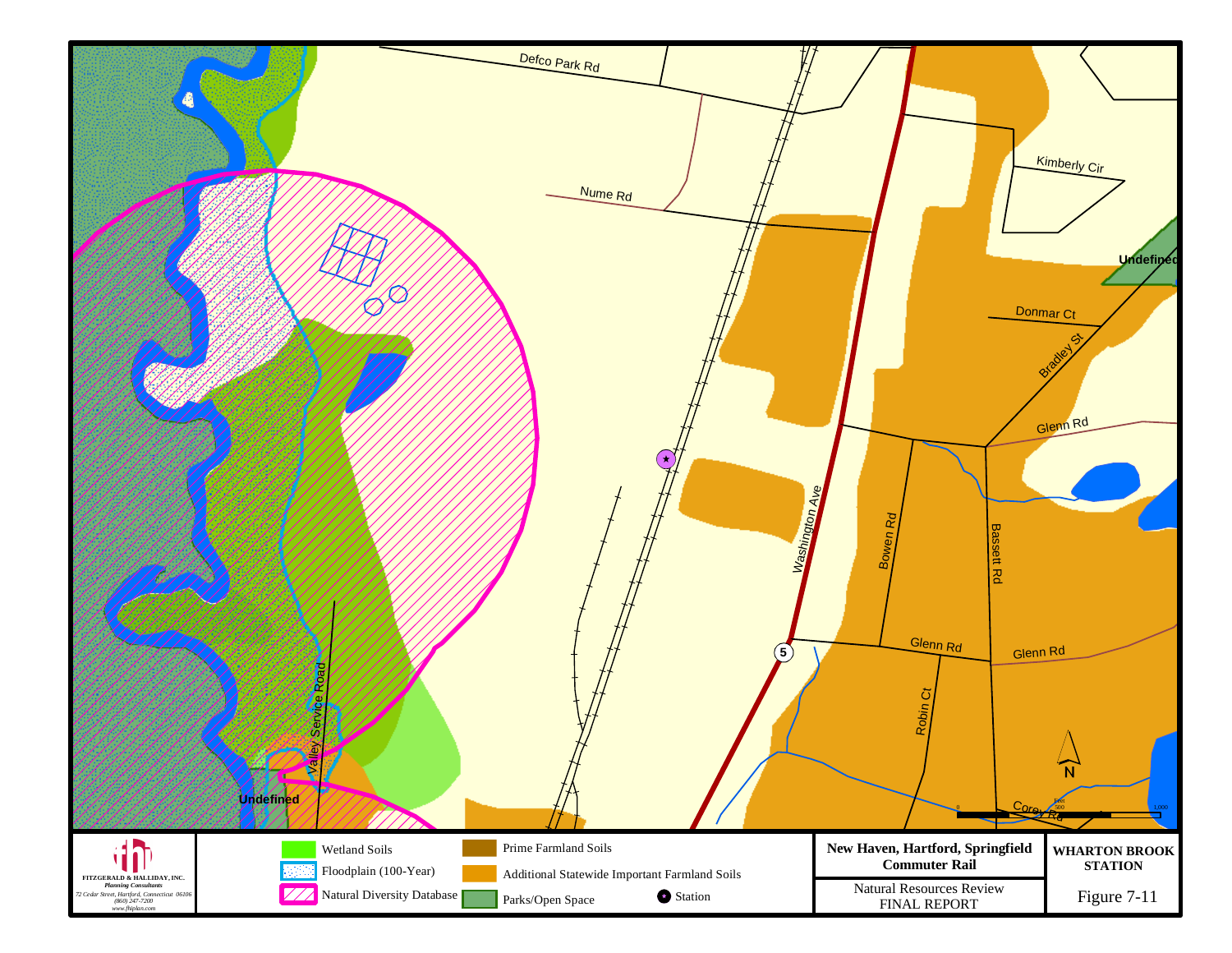Defco Park Rd

Nume Rd

Kimberly Cir

Undefined

Donmar Ct

Bradley St

Glenn Rd

Washington Ave

Bowen Rd

Bassett Rd

Glenn Rd

Glenn Rd

5

Robin Ct

Valley Service Road

Undefined

N

Corey Rd

0 500 1,000 Feet

FITZGERALD & HALLIDAY, INC.
*Planning Consultants*
72 Cedar Street, Hartford, Connecticut 06106
(860) 247-7200
www.fhiplan.com

Wetland Soils

Floodplain (100-Year)

Natural Diversity Database

Prime Farmland Soils

Additional Statewide Important Farmland Soils

Parks/Open Space

Station

**New Haven, Hartford, Springfield Commuter Rail**

Natural Resources Review
FINAL REPORT

**WHARTON BROOK STATION**

Figure 7-11